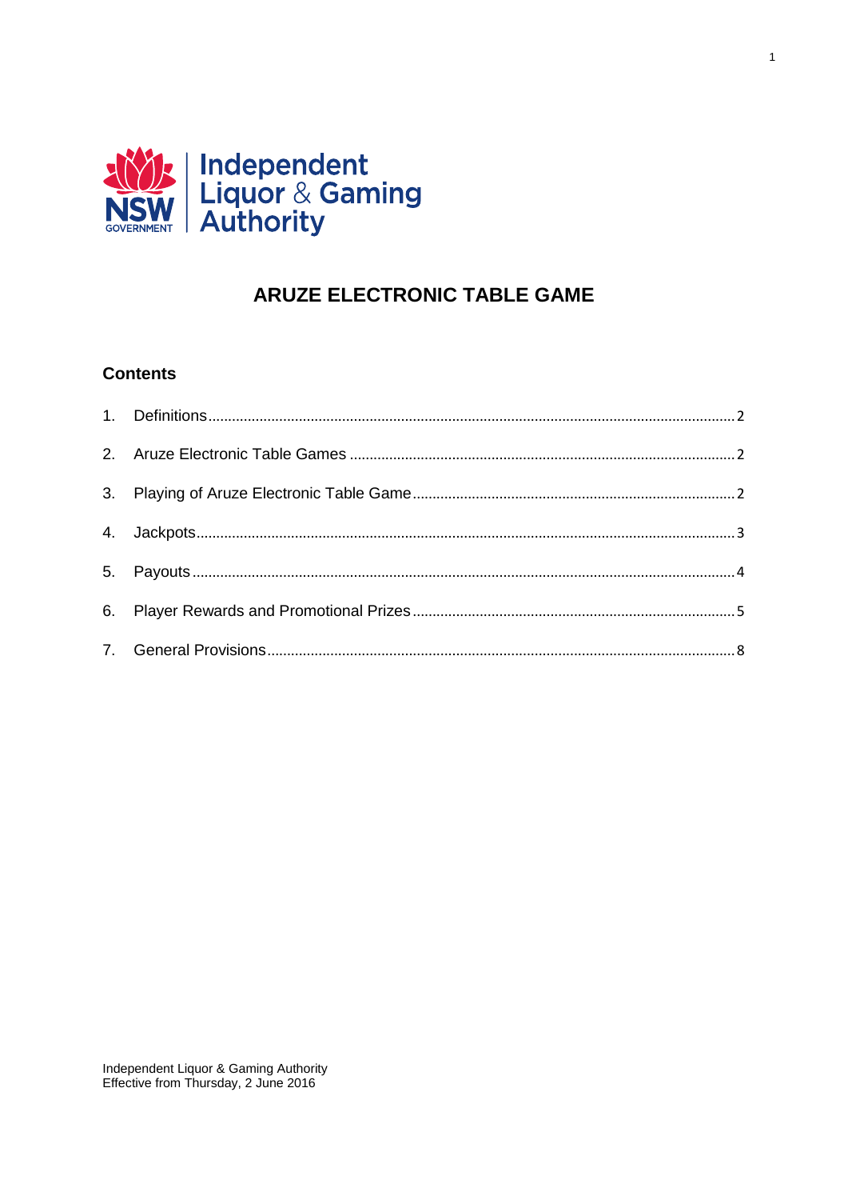Independent Liquor & Gaming Authority

# ARUZE ELECTRONIC TABLE GAME

## Contents

1. Definitions ........ 2
2. Aruze Electronic Table Games ........ 2
3. Playing of Aruze Electronic Table Game ........ 2
4. Jackpots ........ 3
5. Payouts ........ 4
6. Player Rewards and Promotional Prizes ........ 5
7. General Provisions ........ 8

Independent Liquor & Gaming Authority
Effective from Thursday, 2 June 2016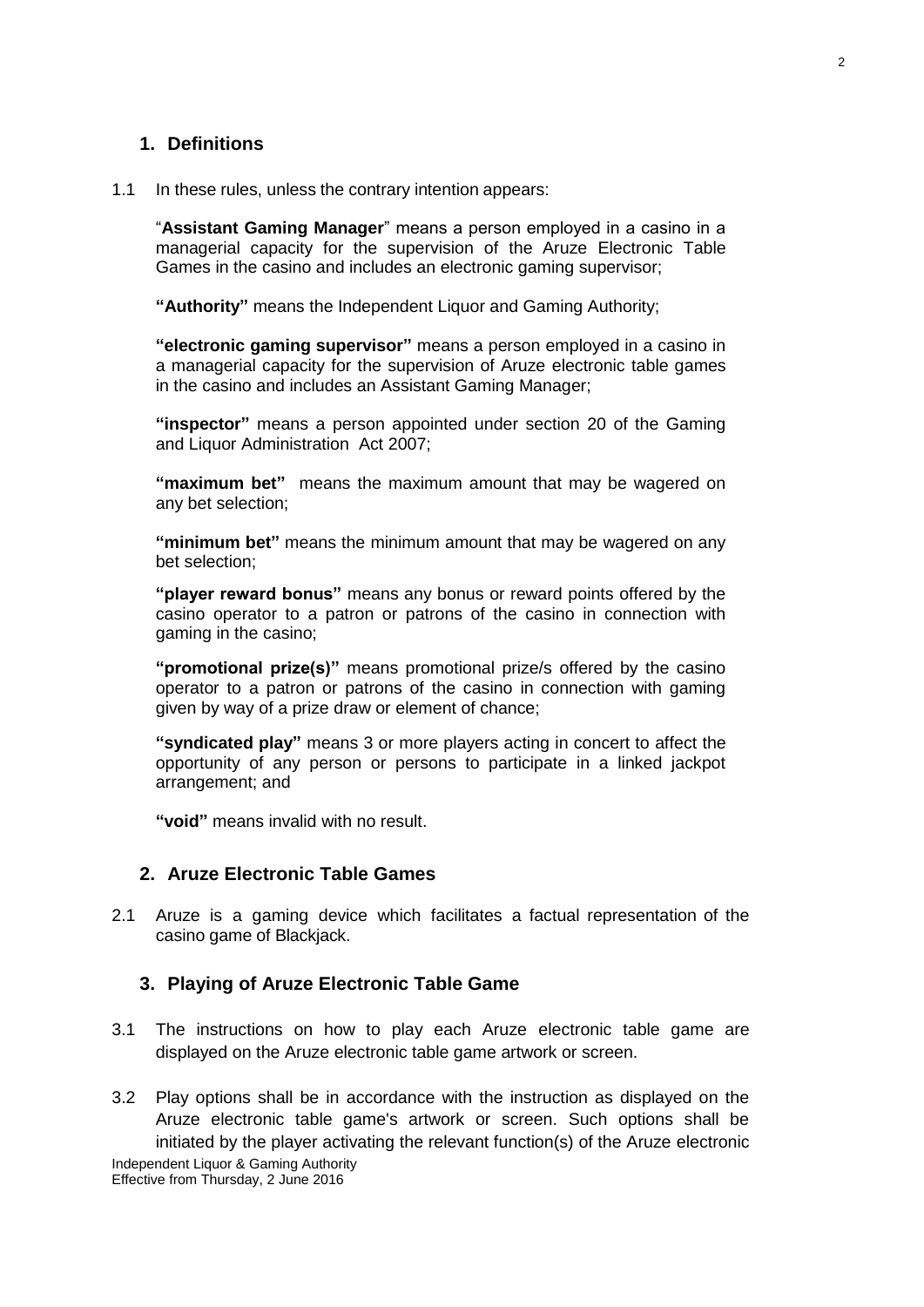## 1. Definitions

1.1 In these rules, unless the contrary intention appears:

"**Assistant Gaming Manager**" means a person employed in a casino in a managerial capacity for the supervision of the Aruze Electronic Table Games in the casino and includes an electronic gaming supervisor;

**"Authority"** means the Independent Liquor and Gaming Authority;

**"electronic gaming supervisor"** means a person employed in a casino in a managerial capacity for the supervision of Aruze electronic table games in the casino and includes an Assistant Gaming Manager;

**"inspector"** means a person appointed under section 20 of the Gaming and Liquor Administration Act 2007;

**"maximum bet"** means the maximum amount that may be wagered on any bet selection;

**"minimum bet"** means the minimum amount that may be wagered on any bet selection;

**"player reward bonus"** means any bonus or reward points offered by the casino operator to a patron or patrons of the casino in connection with gaming in the casino;

**"promotional prize(s)"** means promotional prize/s offered by the casino operator to a patron or patrons of the casino in connection with gaming given by way of a prize draw or element of chance;

**"syndicated play"** means 3 or more players acting in concert to affect the opportunity of any person or persons to participate in a linked jackpot arrangement; and

**"void"** means invalid with no result.

## 2. Aruze Electronic Table Games

2.1 Aruze is a gaming device which facilitates a factual representation of the casino game of Blackjack.

## 3. Playing of Aruze Electronic Table Game

3.1 The instructions on how to play each Aruze electronic table game are displayed on the Aruze electronic table game artwork or screen.

3.2 Play options shall be in accordance with the instruction as displayed on the Aruze electronic table game's artwork or screen. Such options shall be initiated by the player activating the relevant function(s) of the Aruze electronic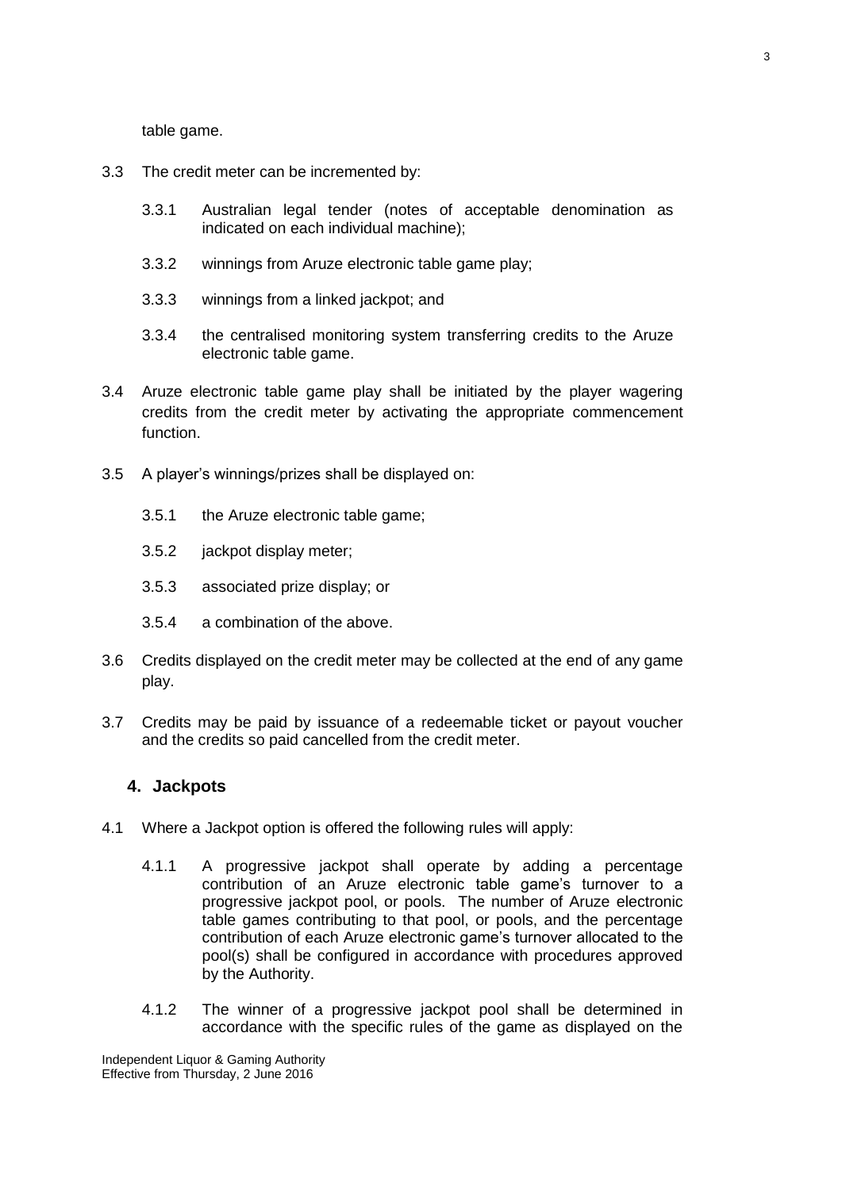table game.

3.3 The credit meter can be incremented by:

3.3.1 Australian legal tender (notes of acceptable denomination as indicated on each individual machine);

3.3.2 winnings from Aruze electronic table game play;

3.3.3 winnings from a linked jackpot; and

3.3.4 the centralised monitoring system transferring credits to the Aruze electronic table game.

3.4 Aruze electronic table game play shall be initiated by the player wagering credits from the credit meter by activating the appropriate commencement function.

3.5 A player's winnings/prizes shall be displayed on:

3.5.1 the Aruze electronic table game;

3.5.2 jackpot display meter;

3.5.3 associated prize display; or

3.5.4 a combination of the above.

3.6 Credits displayed on the credit meter may be collected at the end of any game play.

3.7 Credits may be paid by issuance of a redeemable ticket or payout voucher and the credits so paid cancelled from the credit meter.

## 4. Jackpots

4.1 Where a Jackpot option is offered the following rules will apply:

4.1.1 A progressive jackpot shall operate by adding a percentage contribution of an Aruze electronic table game's turnover to a progressive jackpot pool, or pools. The number of Aruze electronic table games contributing to that pool, or pools, and the percentage contribution of each Aruze electronic game's turnover allocated to the pool(s) shall be configured in accordance with procedures approved by the Authority.

4.1.2 The winner of a progressive jackpot pool shall be determined in accordance with the specific rules of the game as displayed on the

Independent Liquor & Gaming Authority
Effective from Thursday, 2 June 2016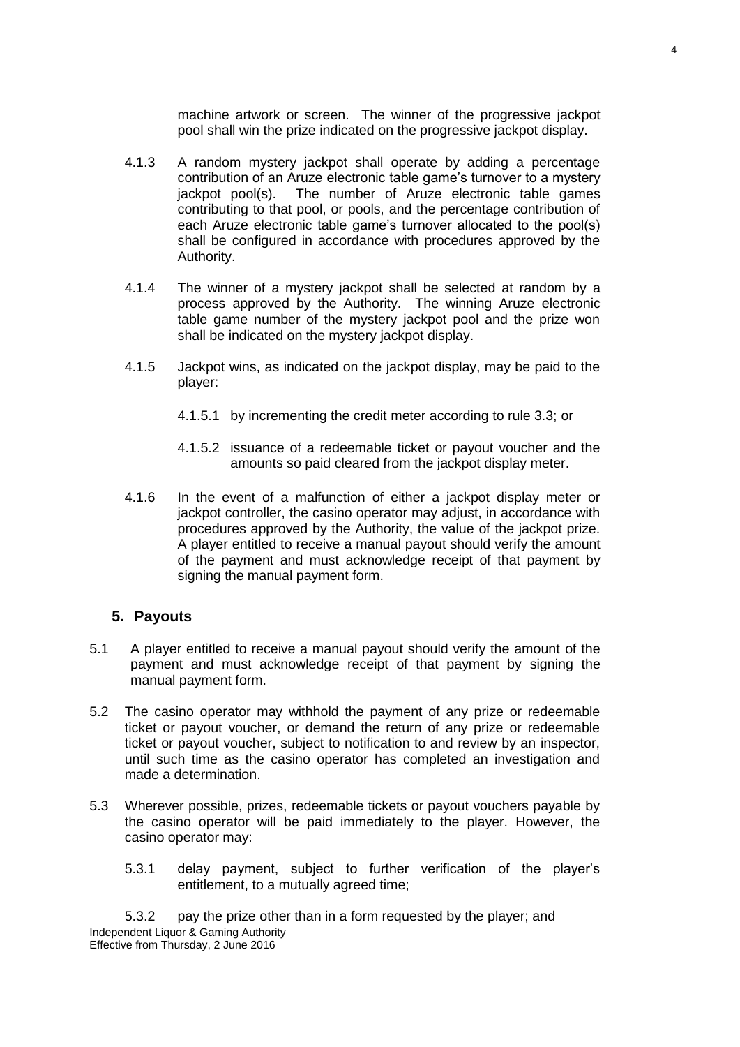machine artwork or screen. The winner of the progressive jackpot pool shall win the prize indicated on the progressive jackpot display.

4.1.3 A random mystery jackpot shall operate by adding a percentage contribution of an Aruze electronic table game's turnover to a mystery jackpot pool(s). The number of Aruze electronic table games contributing to that pool, or pools, and the percentage contribution of each Aruze electronic table game's turnover allocated to the pool(s) shall be configured in accordance with procedures approved by the Authority.

4.1.4 The winner of a mystery jackpot shall be selected at random by a process approved by the Authority. The winning Aruze electronic table game number of the mystery jackpot pool and the prize won shall be indicated on the mystery jackpot display.

4.1.5 Jackpot wins, as indicated on the jackpot display, may be paid to the player:

4.1.5.1 by incrementing the credit meter according to rule 3.3; or

4.1.5.2 issuance of a redeemable ticket or payout voucher and the amounts so paid cleared from the jackpot display meter.

4.1.6 In the event of a malfunction of either a jackpot display meter or jackpot controller, the casino operator may adjust, in accordance with procedures approved by the Authority, the value of the jackpot prize. A player entitled to receive a manual payout should verify the amount of the payment and must acknowledge receipt of that payment by signing the manual payment form.

## 5. Payouts

5.1 A player entitled to receive a manual payout should verify the amount of the payment and must acknowledge receipt of that payment by signing the manual payment form.

5.2 The casino operator may withhold the payment of any prize or redeemable ticket or payout voucher, or demand the return of any prize or redeemable ticket or payout voucher, subject to notification to and review by an inspector, until such time as the casino operator has completed an investigation and made a determination.

5.3 Wherever possible, prizes, redeemable tickets or payout vouchers payable by the casino operator will be paid immediately to the player. However, the casino operator may:

5.3.1 delay payment, subject to further verification of the player's entitlement, to a mutually agreed time;

5.3.2 pay the prize other than in a form requested by the player; and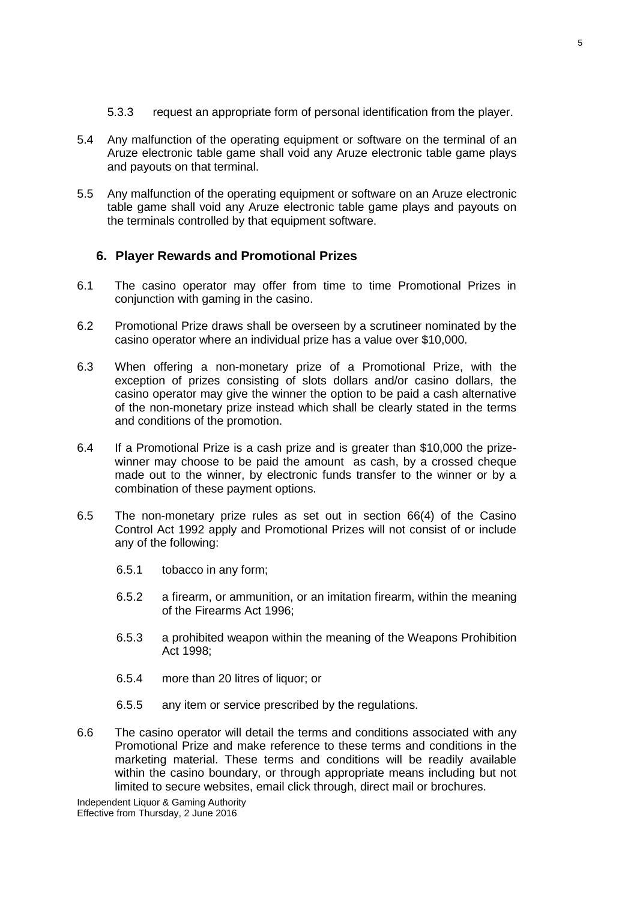5.3.3 request an appropriate form of personal identification from the player.

5.4 Any malfunction of the operating equipment or software on the terminal of an Aruze electronic table game shall void any Aruze electronic table game plays and payouts on that terminal.

5.5 Any malfunction of the operating equipment or software on an Aruze electronic table game shall void any Aruze electronic table game plays and payouts on the terminals controlled by that equipment software.

## 6. Player Rewards and Promotional Prizes

6.1 The casino operator may offer from time to time Promotional Prizes in conjunction with gaming in the casino.

6.2 Promotional Prize draws shall be overseen by a scrutineer nominated by the casino operator where an individual prize has a value over $10,000.

6.3 When offering a non-monetary prize of a Promotional Prize, with the exception of prizes consisting of slots dollars and/or casino dollars, the casino operator may give the winner the option to be paid a cash alternative of the non-monetary prize instead which shall be clearly stated in the terms and conditions of the promotion.

6.4 If a Promotional Prize is a cash prize and is greater than $10,000 the prize-winner may choose to be paid the amount as cash, by a crossed cheque made out to the winner, by electronic funds transfer to the winner or by a combination of these payment options.

6.5 The non-monetary prize rules as set out in section 66(4) of the Casino Control Act 1992 apply and Promotional Prizes will not consist of or include any of the following:

6.5.1 tobacco in any form;

6.5.2 a firearm, or ammunition, or an imitation firearm, within the meaning of the Firearms Act 1996;

6.5.3 a prohibited weapon within the meaning of the Weapons Prohibition Act 1998;

6.5.4 more than 20 litres of liquor; or

6.5.5 any item or service prescribed by the regulations.

6.6 The casino operator will detail the terms and conditions associated with any Promotional Prize and make reference to these terms and conditions in the marketing material. These terms and conditions will be readily available within the casino boundary, or through appropriate means including but not limited to secure websites, email click through, direct mail or brochures.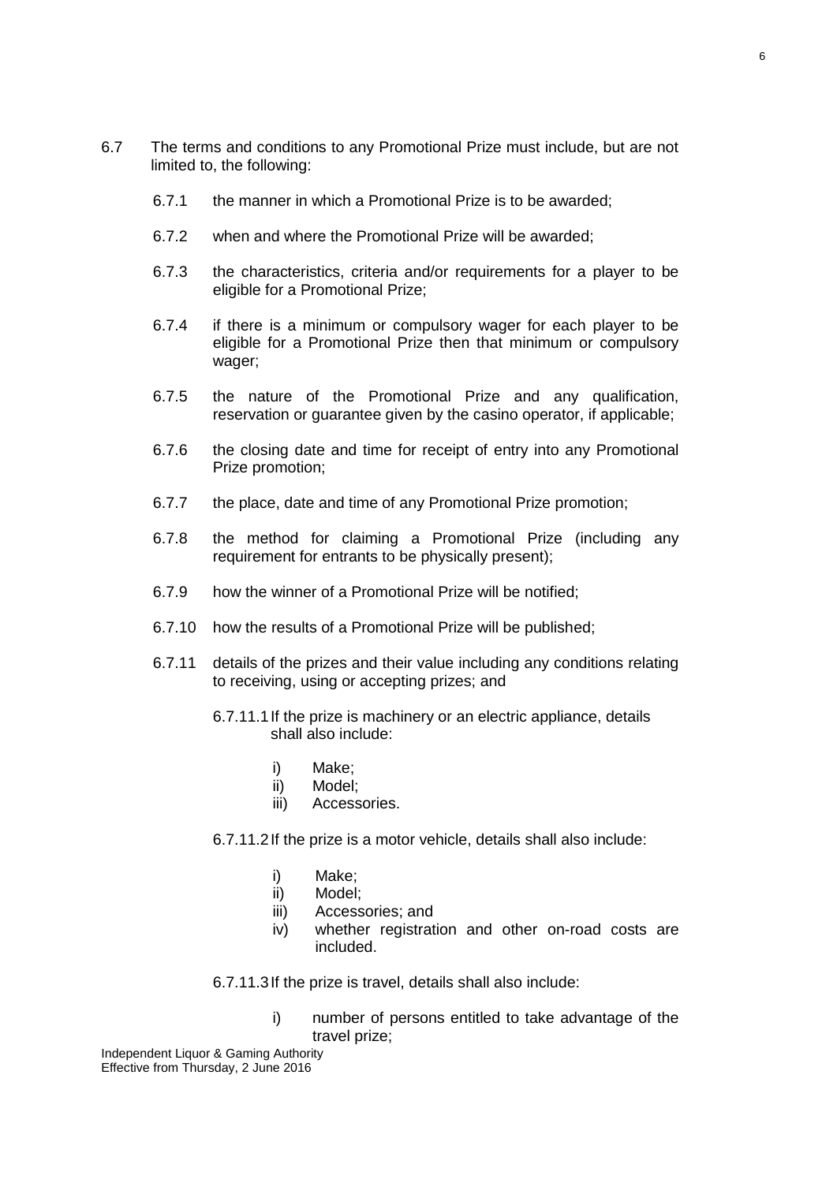6.7 The terms and conditions to any Promotional Prize must include, but are not limited to, the following:

6.7.1 the manner in which a Promotional Prize is to be awarded;

6.7.2 when and where the Promotional Prize will be awarded;

6.7.3 the characteristics, criteria and/or requirements for a player to be eligible for a Promotional Prize;

6.7.4 if there is a minimum or compulsory wager for each player to be eligible for a Promotional Prize then that minimum or compulsory wager;

6.7.5 the nature of the Promotional Prize and any qualification, reservation or guarantee given by the casino operator, if applicable;

6.7.6 the closing date and time for receipt of entry into any Promotional Prize promotion;

6.7.7 the place, date and time of any Promotional Prize promotion;

6.7.8 the method for claiming a Promotional Prize (including any requirement for entrants to be physically present);

6.7.9 how the winner of a Promotional Prize will be notified;

6.7.10 how the results of a Promotional Prize will be published;

6.7.11 details of the prizes and their value including any conditions relating to receiving, using or accepting prizes; and

6.7.11.1 If the prize is machinery or an electric appliance, details shall also include:

i) Make;
ii) Model;
iii) Accessories.

6.7.11.2 If the prize is a motor vehicle, details shall also include:

i) Make;
ii) Model;
iii) Accessories; and
iv) whether registration and other on-road costs are included.

6.7.11.3 If the prize is travel, details shall also include:

i) number of persons entitled to take advantage of the travel prize;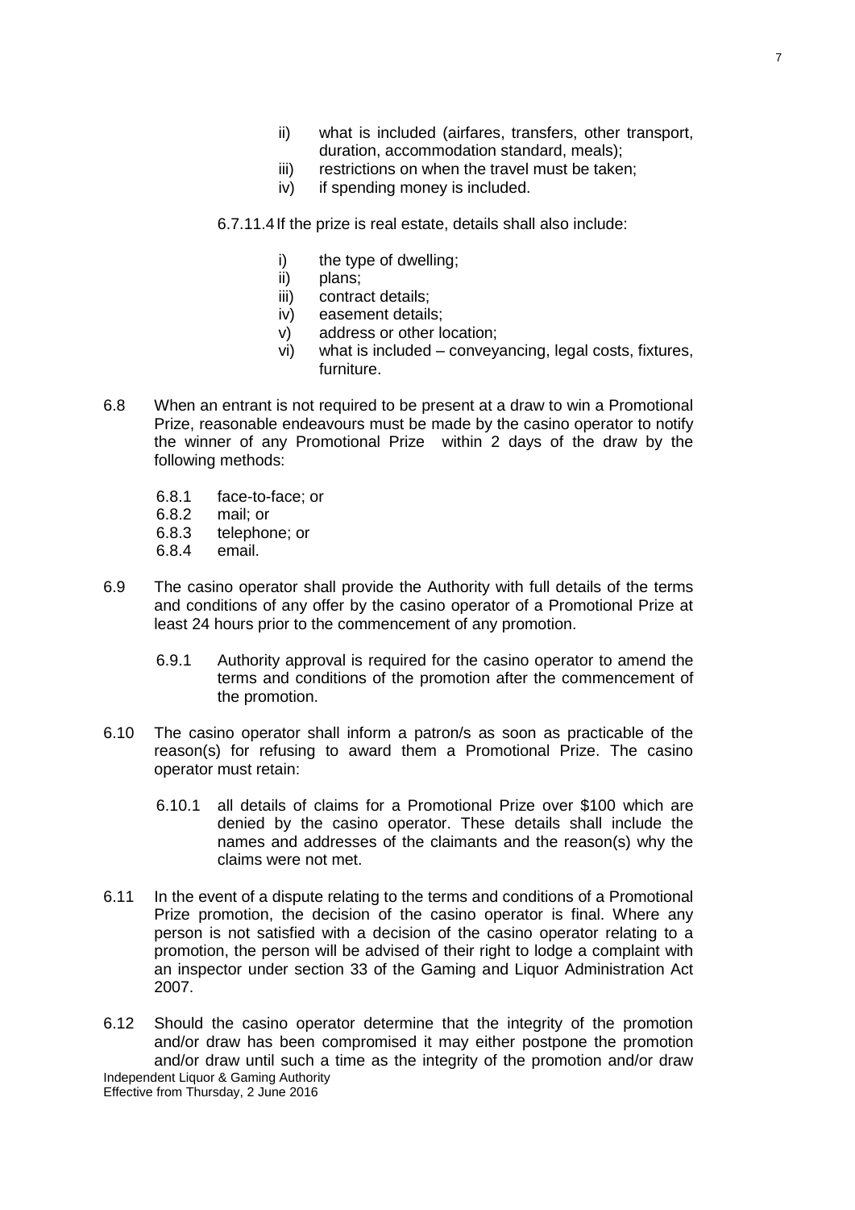ii) what is included (airfares, transfers, other transport, duration, accommodation standard, meals);
iii) restrictions on when the travel must be taken;
iv) if spending money is included.

6.7.11.4 If the prize is real estate, details shall also include:

i) the type of dwelling;
ii) plans;
iii) contract details;
iv) easement details;
v) address or other location;
vi) what is included – conveyancing, legal costs, fixtures, furniture.

6.8 When an entrant is not required to be present at a draw to win a Promotional Prize, reasonable endeavours must be made by the casino operator to notify the winner of any Promotional Prize within 2 days of the draw by the following methods:

6.8.1 face-to-face; or
6.8.2 mail; or
6.8.3 telephone; or
6.8.4 email.

6.9 The casino operator shall provide the Authority with full details of the terms and conditions of any offer by the casino operator of a Promotional Prize at least 24 hours prior to the commencement of any promotion.

6.9.1 Authority approval is required for the casino operator to amend the terms and conditions of the promotion after the commencement of the promotion.

6.10 The casino operator shall inform a patron/s as soon as practicable of the reason(s) for refusing to award them a Promotional Prize. The casino operator must retain:

6.10.1 all details of claims for a Promotional Prize over $100 which are denied by the casino operator. These details shall include the names and addresses of the claimants and the reason(s) why the claims were not met.

6.11 In the event of a dispute relating to the terms and conditions of a Promotional Prize promotion, the decision of the casino operator is final. Where any person is not satisfied with a decision of the casino operator relating to a promotion, the person will be advised of their right to lodge a complaint with an inspector under section 33 of the Gaming and Liquor Administration Act 2007.

6.12 Should the casino operator determine that the integrity of the promotion and/or draw has been compromised it may either postpone the promotion and/or draw until such a time as the integrity of the promotion and/or draw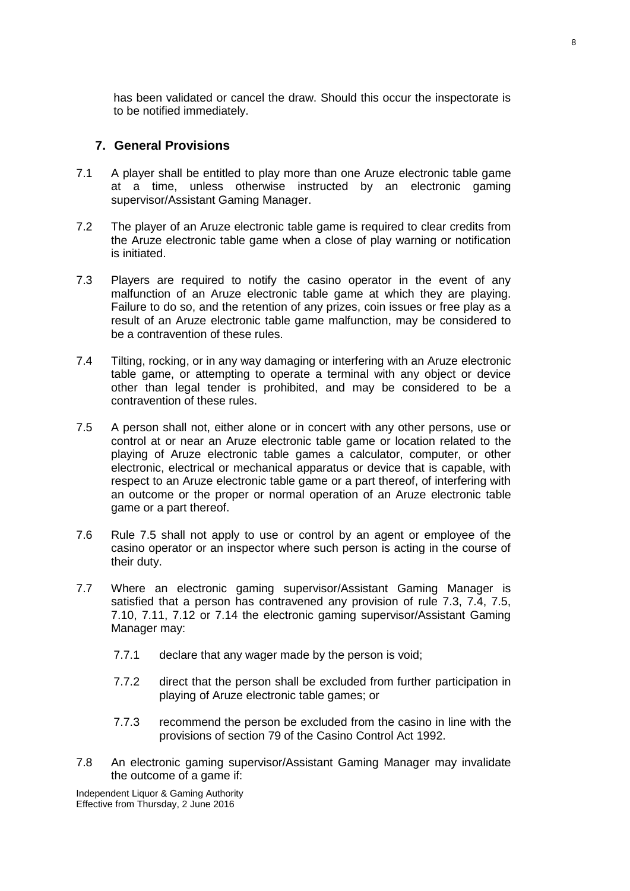has been validated or cancel the draw. Should this occur the inspectorate is to be notified immediately.

## 7. General Provisions

7.1 A player shall be entitled to play more than one Aruze electronic table game at a time, unless otherwise instructed by an electronic gaming supervisor/Assistant Gaming Manager.

7.2 The player of an Aruze electronic table game is required to clear credits from the Aruze electronic table game when a close of play warning or notification is initiated.

7.3 Players are required to notify the casino operator in the event of any malfunction of an Aruze electronic table game at which they are playing. Failure to do so, and the retention of any prizes, coin issues or free play as a result of an Aruze electronic table game malfunction, may be considered to be a contravention of these rules.

7.4 Tilting, rocking, or in any way damaging or interfering with an Aruze electronic table game, or attempting to operate a terminal with any object or device other than legal tender is prohibited, and may be considered to be a contravention of these rules.

7.5 A person shall not, either alone or in concert with any other persons, use or control at or near an Aruze electronic table game or location related to the playing of Aruze electronic table games a calculator, computer, or other electronic, electrical or mechanical apparatus or device that is capable, with respect to an Aruze electronic table game or a part thereof, of interfering with an outcome or the proper or normal operation of an Aruze electronic table game or a part thereof.

7.6 Rule 7.5 shall not apply to use or control by an agent or employee of the casino operator or an inspector where such person is acting in the course of their duty.

7.7 Where an electronic gaming supervisor/Assistant Gaming Manager is satisfied that a person has contravened any provision of rule 7.3, 7.4, 7.5, 7.10, 7.11, 7.12 or 7.14 the electronic gaming supervisor/Assistant Gaming Manager may:

7.7.1 declare that any wager made by the person is void;

7.7.2 direct that the person shall be excluded from further participation in playing of Aruze electronic table games; or

7.7.3 recommend the person be excluded from the casino in line with the provisions of section 79 of the Casino Control Act 1992.

7.8 An electronic gaming supervisor/Assistant Gaming Manager may invalidate the outcome of a game if:

Independent Liquor & Gaming Authority
Effective from Thursday, 2 June 2016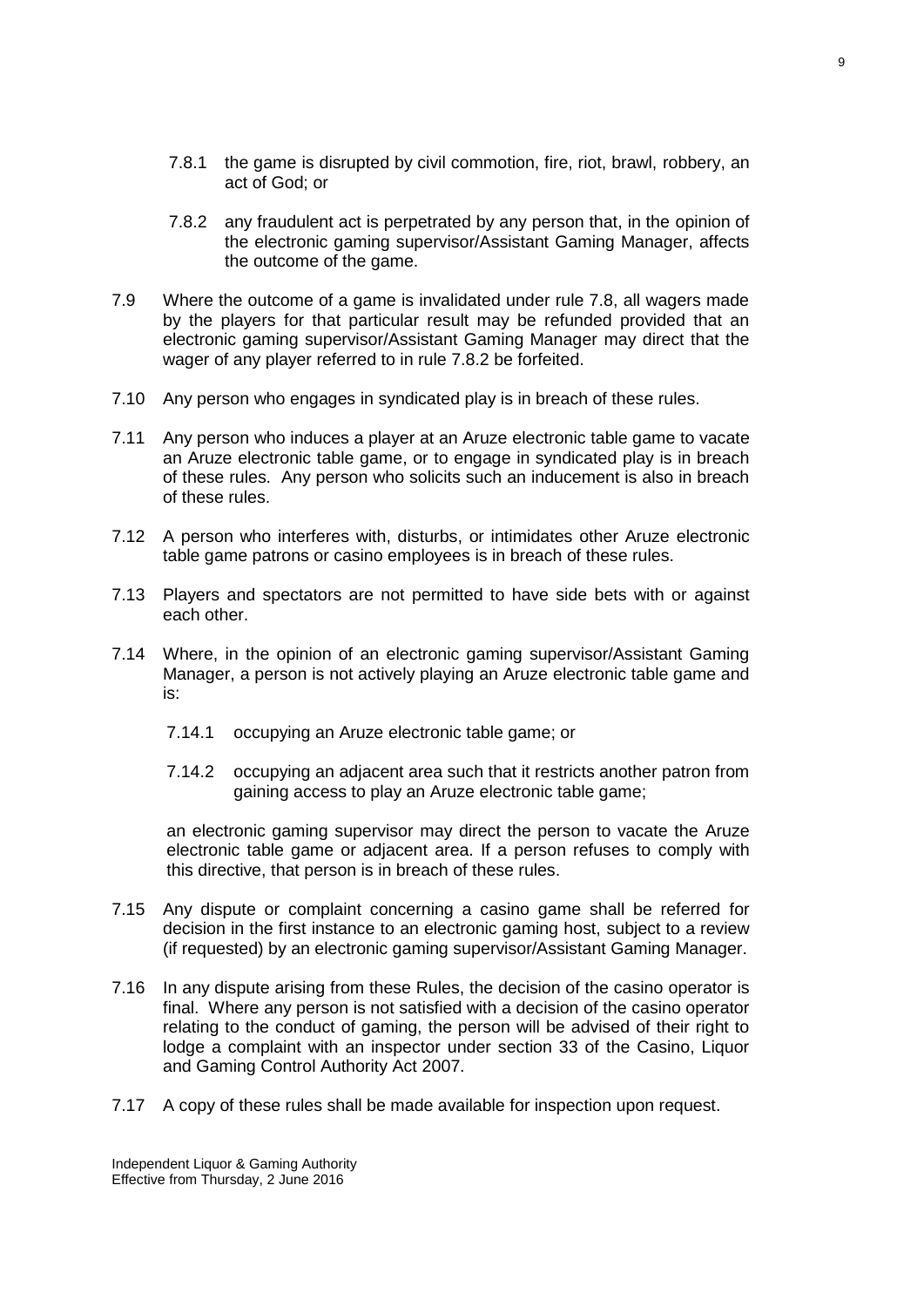7.8.1 the game is disrupted by civil commotion, fire, riot, brawl, robbery, an act of God; or

7.8.2 any fraudulent act is perpetrated by any person that, in the opinion of the electronic gaming supervisor/Assistant Gaming Manager, affects the outcome of the game.

7.9 Where the outcome of a game is invalidated under rule 7.8, all wagers made by the players for that particular result may be refunded provided that an electronic gaming supervisor/Assistant Gaming Manager may direct that the wager of any player referred to in rule 7.8.2 be forfeited.

7.10 Any person who engages in syndicated play is in breach of these rules.

7.11 Any person who induces a player at an Aruze electronic table game to vacate an Aruze electronic table game, or to engage in syndicated play is in breach of these rules. Any person who solicits such an inducement is also in breach of these rules.

7.12 A person who interferes with, disturbs, or intimidates other Aruze electronic table game patrons or casino employees is in breach of these rules.

7.13 Players and spectators are not permitted to have side bets with or against each other.

7.14 Where, in the opinion of an electronic gaming supervisor/Assistant Gaming Manager, a person is not actively playing an Aruze electronic table game and is:

7.14.1 occupying an Aruze electronic table game; or

7.14.2 occupying an adjacent area such that it restricts another patron from gaining access to play an Aruze electronic table game;

an electronic gaming supervisor may direct the person to vacate the Aruze electronic table game or adjacent area. If a person refuses to comply with this directive, that person is in breach of these rules.

7.15 Any dispute or complaint concerning a casino game shall be referred for decision in the first instance to an electronic gaming host, subject to a review (if requested) by an electronic gaming supervisor/Assistant Gaming Manager.

7.16 In any dispute arising from these Rules, the decision of the casino operator is final. Where any person is not satisfied with a decision of the casino operator relating to the conduct of gaming, the person will be advised of their right to lodge a complaint with an inspector under section 33 of the Casino, Liquor and Gaming Control Authority Act 2007.

7.17 A copy of these rules shall be made available for inspection upon request.